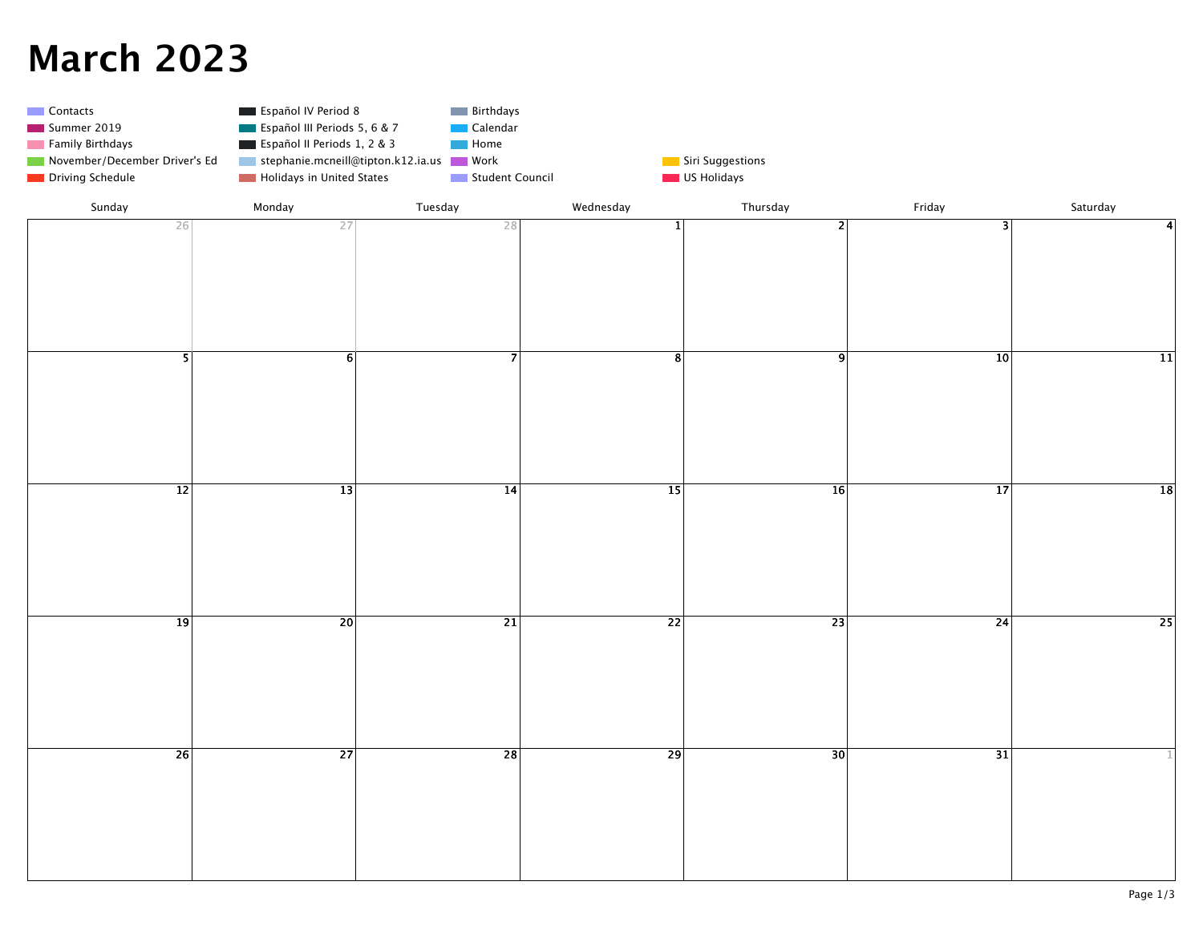# March 2023

- Contacts
- Summer 2019
- Family Birthdays
- November/December Driver's Ed
- Driving Schedule
- Español IV Period 8
- Español III Periods 5, 6 & 7
- Español II Periods 1, 2 & 3
- stephanie.mcneill@tipton.k12.ia.us
- Holidays in United States
- Birthdays
- Calendar
- Home
- Work
- Student Council
- Siri Suggestions
- US Holidays

| Sunday | Monday | Tuesday | Wednesday | Thursday | Friday | Saturday |
|---|---|---|---|---|---|---|
| 26 | 27 | 28 | 1 | 2 | 3 | 4 |
| 5 | 6 | 7 | 8 | 9 | 10 | 11 |
| 12 | 13 | 14 | 15 | 16 | 17 | 18 |
| 19 | 20 | 21 | 22 | 23 | 24 | 25 |
| 26 | 27 | 28 | 29 | 30 | 31 | 1 |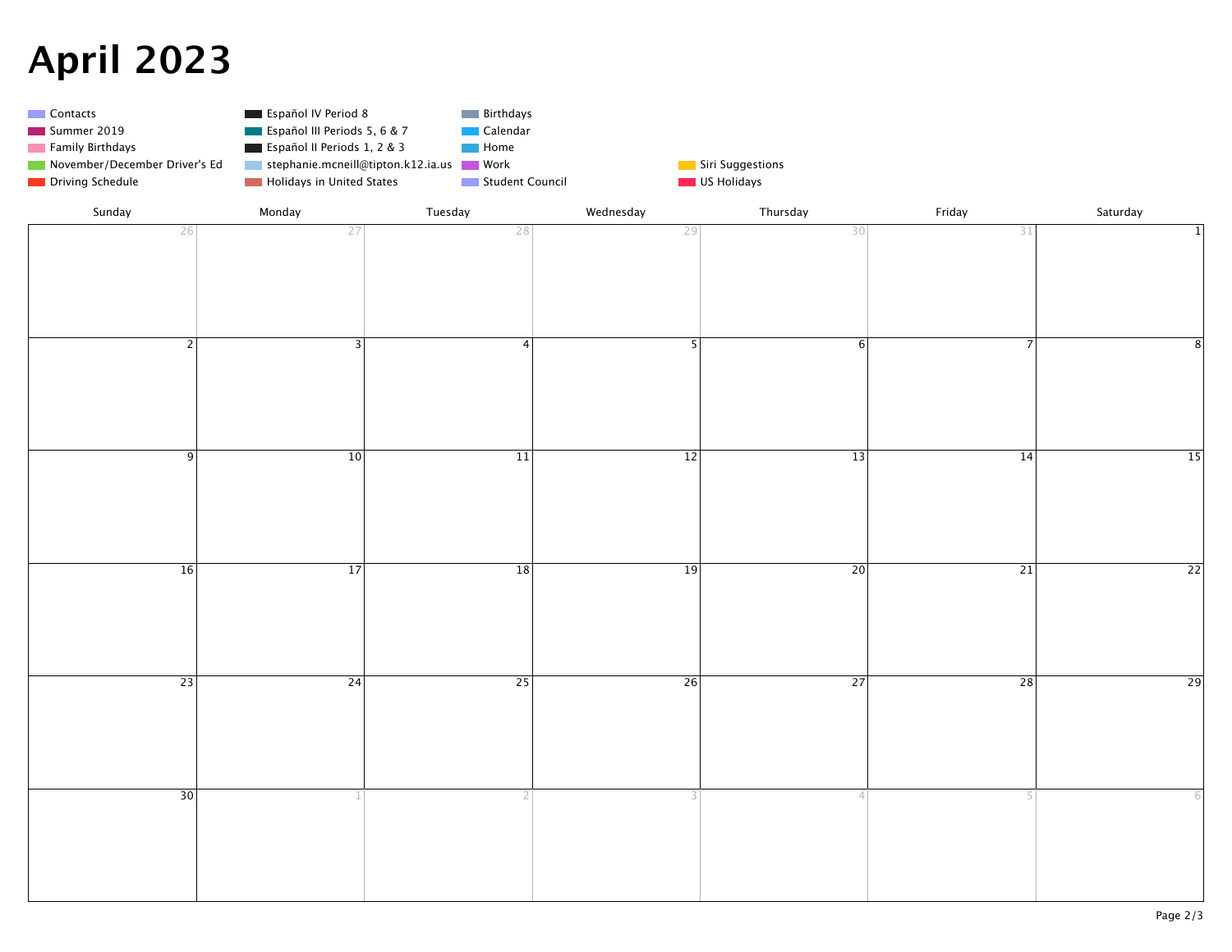# April 2023

- Contacts
- Summer 2019
- Family Birthdays
- November/December Driver's Ed
- Driving Schedule
- Español IV Period 8
- Español III Periods 5, 6 & 7
- Español II Periods 1, 2 & 3
- stephanie.mcneill@tipton.k12.ia.us
- Holidays in United States
- Birthdays
- Calendar
- Home
- Work
- Student Council
- Siri Suggestions
- US Holidays

| Sunday | Monday | Tuesday | Wednesday | Thursday | Friday | Saturday |
|---|---|---|---|---|---|---|
| 26 | 27 | 28 | 29 | 30 | 31 | 1 |
| 2 | 3 | 4 | 5 | 6 | 7 | 8 |
| 9 | 10 | 11 | 12 | 13 | 14 | 15 |
| 16 | 17 | 18 | 19 | 20 | 21 | 22 |
| 23 | 24 | 25 | 26 | 27 | 28 | 29 |
| 30 | 1 | 2 | 3 | 4 | 5 | 6 |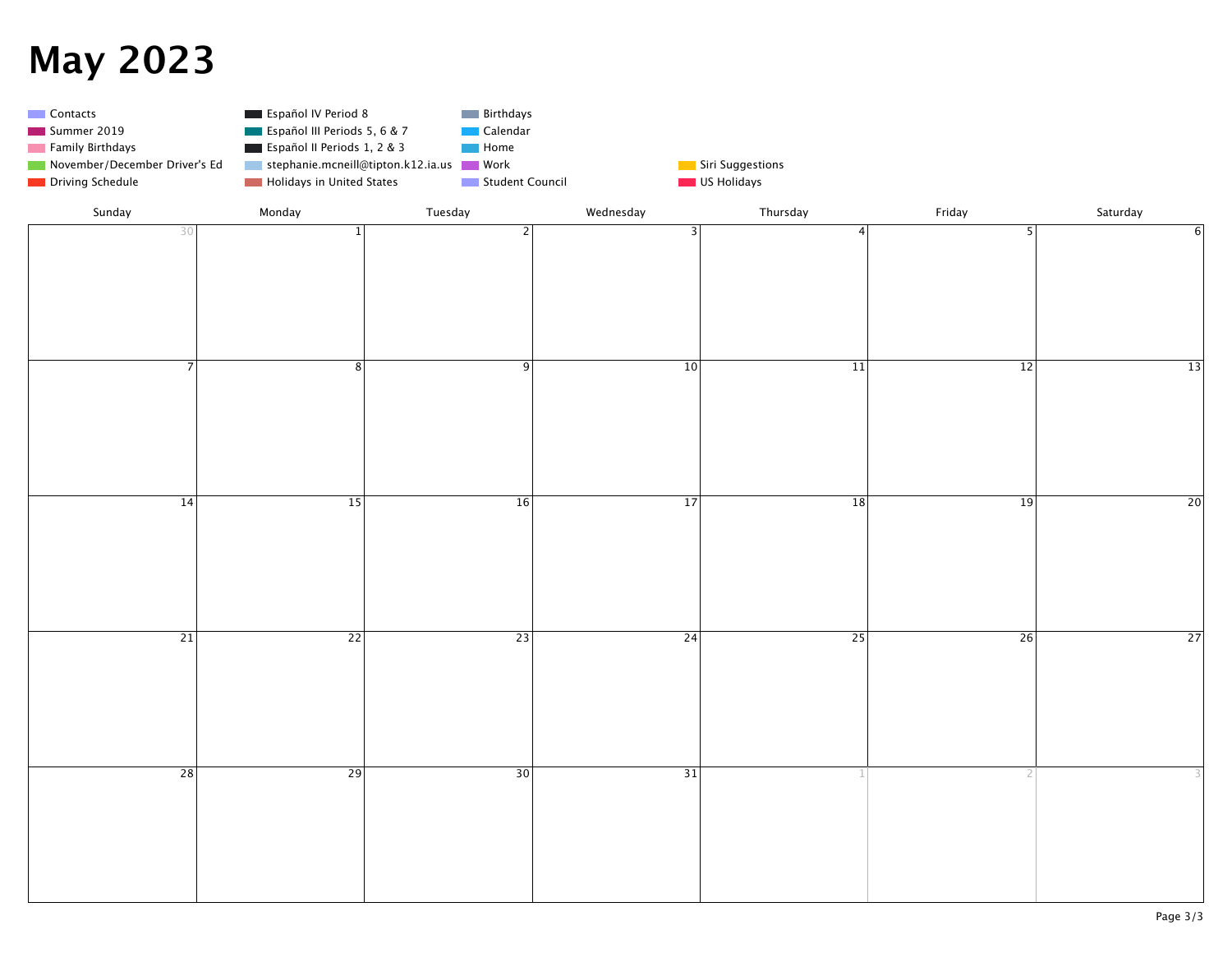# May 2023

- Contacts
- Summer 2019
- Family Birthdays
- November/December Driver's Ed
- Driving Schedule
- Español IV Period 8
- Español III Periods 5, 6 & 7
- Español II Periods 1, 2 & 3
- stephanie.mcneill@tipton.k12.ia.us
- Holidays in United States
- Birthdays
- Calendar
- Home
- Work
- Student Council
- Siri Suggestions
- US Holidays

| Sunday | Monday | Tuesday | Wednesday | Thursday | Friday | Saturday |
|---|---|---|---|---|---|---|
| 30 | 1 | 2 | 3 | 4 | 5 | 6 |
| 7 | 8 | 9 | 10 | 11 | 12 | 13 |
| 14 | 15 | 16 | 17 | 18 | 19 | 20 |
| 21 | 22 | 23 | 24 | 25 | 26 | 27 |
| 28 | 29 | 30 | 31 | 1 | 2 | 3 |